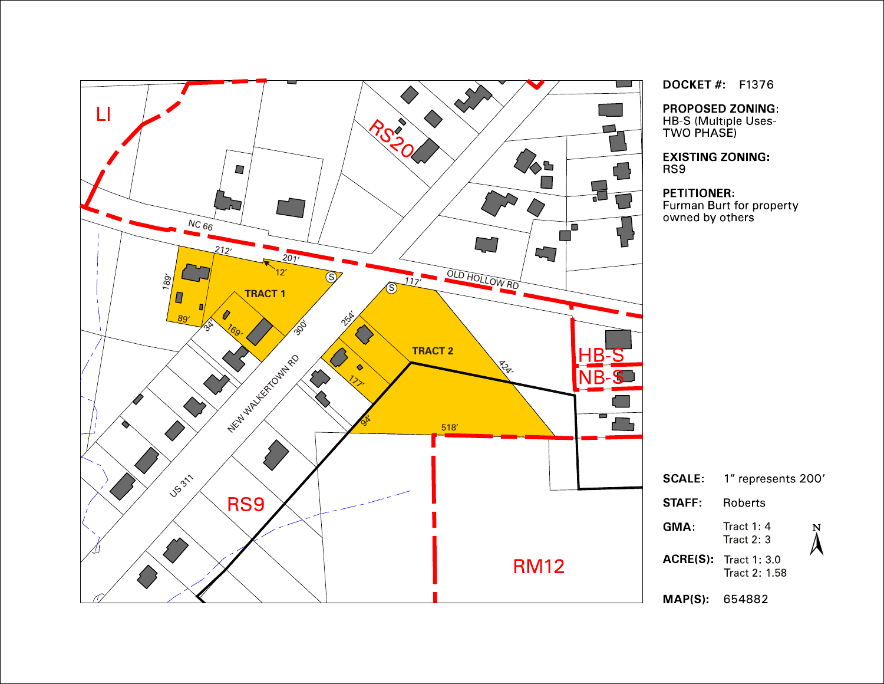**DOCKET #:** F1376

**PROPOSED ZONING:**
HB-S (Multiple Uses-TWO PHASE)

**EXISTING ZONING:**
RS9

**PETITIONER:**
Furman Burt for property owned by others

LI

RS20

NC 66

OLD HOLLOW RD

TRACT 1

TRACT 2

212'

201'

12'

189'

89'

34'

169'

300'

117'

254'

177'

94'

424'

518'

NEW WALKERTOWN RD

US 311

HB-S

NB-S

RS9

RM12

| | |
|---|---|
| **SCALE:** | 1" represents 200' |
| **STAFF:** | Roberts |
| **GMA:** | Tract 1: 4<br>Tract 2: 3 |
| **ACRE(S):** | Tract 1: 3.0<br>Tract 2: 1.58 |
| **MAP(S):** | 654882 |

N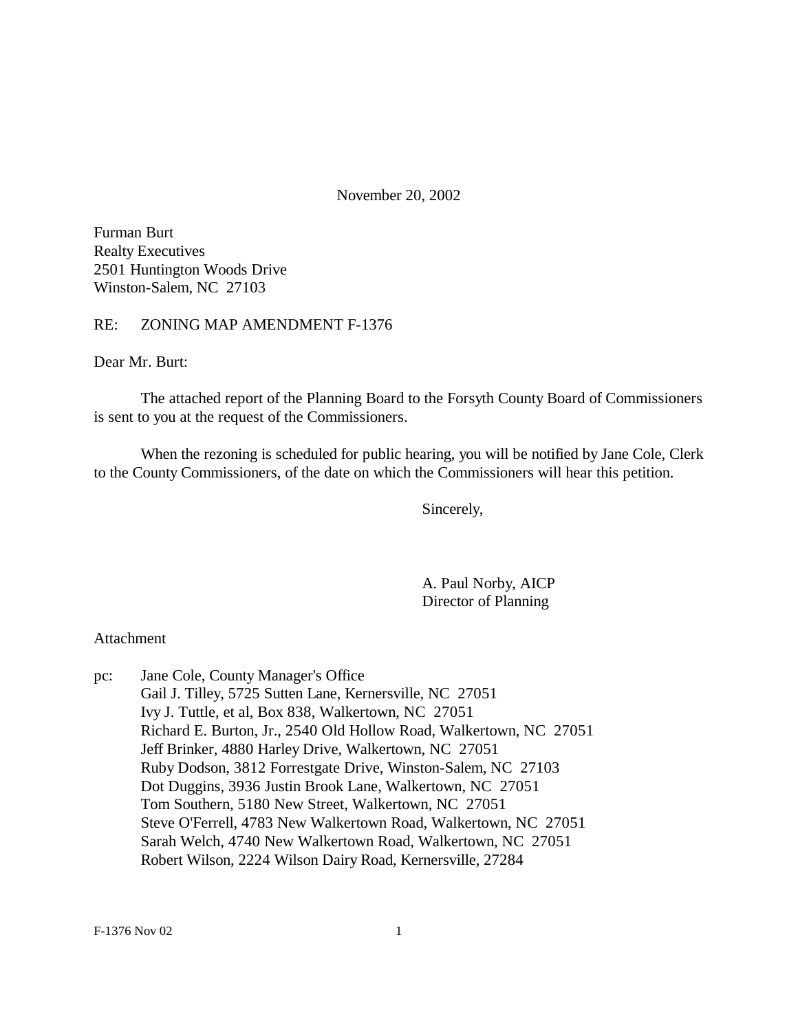November 20, 2002

Furman Burt
Realty Executives
2501 Huntington Woods Drive
Winston-Salem, NC  27103

RE:   ZONING MAP AMENDMENT F-1376

Dear Mr. Burt:

The attached report of the Planning Board to the Forsyth County Board of Commissioners is sent to you at the request of the Commissioners.

When the rezoning is scheduled for public hearing, you will be notified by Jane Cole, Clerk to the County Commissioners, of the date on which the Commissioners will hear this petition.

Sincerely,

A. Paul Norby, AICP
Director of Planning

Attachment

pc: Jane Cole, County Manager's Office
Gail J. Tilley, 5725 Sutten Lane, Kernersville, NC  27051
Ivy J. Tuttle, et al, Box 838, Walkertown, NC  27051
Richard E. Burton, Jr., 2540 Old Hollow Road, Walkertown, NC  27051
Jeff Brinker, 4880 Harley Drive, Walkertown, NC  27051
Ruby Dodson, 3812 Forrestgate Drive, Winston-Salem, NC  27103
Dot Duggins, 3936 Justin Brook Lane, Walkertown, NC  27051
Tom Southern, 5180 New Street, Walkertown, NC  27051
Steve O'Ferrell, 4783 New Walkertown Road, Walkertown, NC  27051
Sarah Welch, 4740 New Walkertown Road, Walkertown, NC  27051
Robert Wilson, 2224 Wilson Dairy Road, Kernersville, 27284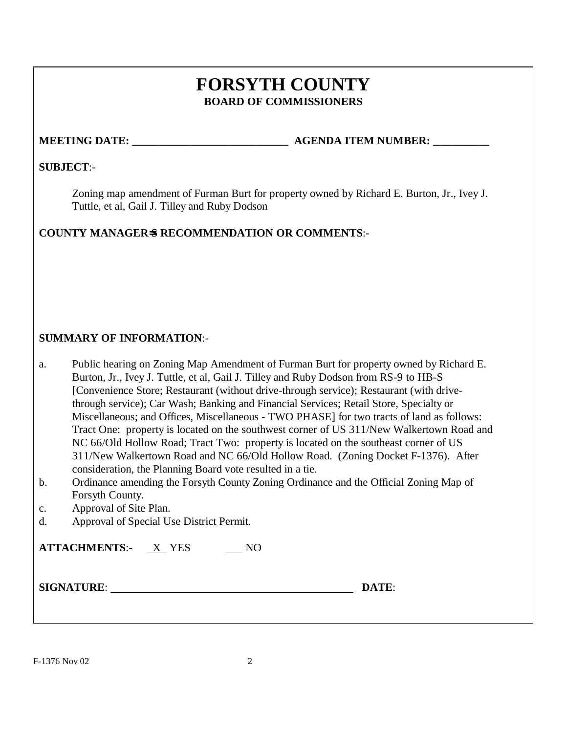# FORSYTH COUNTY

## BOARD OF COMMISSIONERS

**MEETING DATE: ____________________________ AGENDA ITEM NUMBER: __________**

**SUBJECT**:-

Zoning map amendment of Furman Burt for property owned by Richard E. Burton, Jr., Ivey J. Tuttle, et al, Gail J. Tilley and Ruby Dodson

**COUNTY MANAGER=S RECOMMENDATION OR COMMENTS**:-

**SUMMARY OF INFORMATION**:-

a. Public hearing on Zoning Map Amendment of Furman Burt for property owned by Richard E. Burton, Jr., Ivey J. Tuttle, et al, Gail J. Tilley and Ruby Dodson from RS-9 to HB-S [Convenience Store; Restaurant (without drive-through service); Restaurant (with drive-through service); Car Wash; Banking and Financial Services; Retail Store, Specialty or Miscellaneous; and Offices, Miscellaneous - TWO PHASE] for two tracts of land as follows: Tract One: property is located on the southwest corner of US 311/New Walkertown Road and NC 66/Old Hollow Road; Tract Two: property is located on the southeast corner of US 311/New Walkertown Road and NC 66/Old Hollow Road. (Zoning Docket F-1376). After consideration, the Planning Board vote resulted in a tie.
b. Ordinance amending the Forsyth County Zoning Ordinance and the Official Zoning Map of Forsyth County.
c. Approval of Site Plan.
d. Approval of Special Use District Permit.

**ATTACHMENTS**:- X YES ___ NO

**SIGNATURE**: ____________________________________________ **DATE**:

F-1376 Nov 02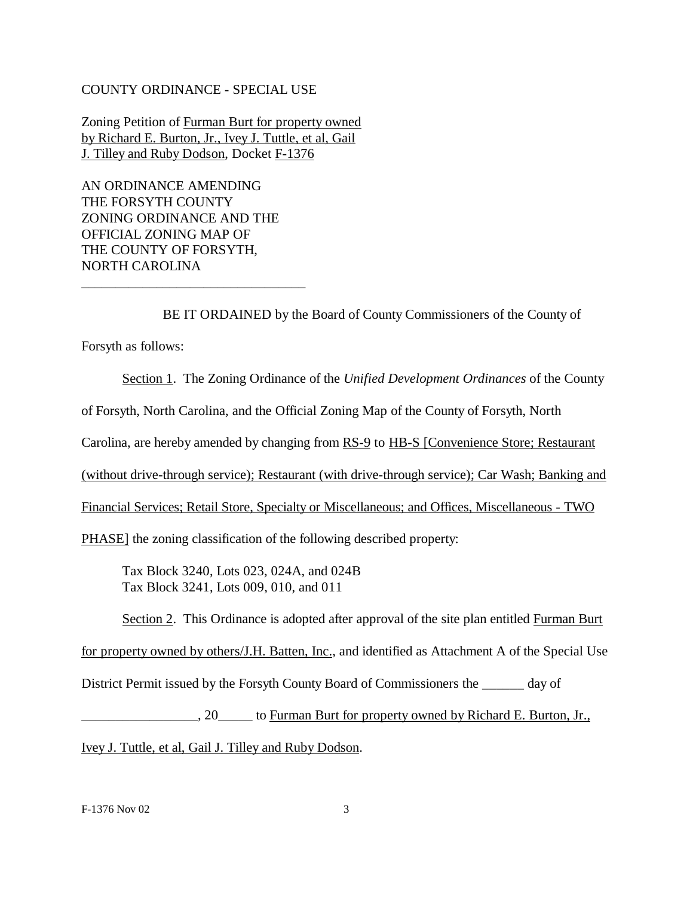COUNTY ORDINANCE - SPECIAL USE

Zoning Petition of Furman Burt for property owned by Richard E. Burton, Jr., Ivey J. Tuttle, et al, Gail J. Tilley and Ruby Dodson, Docket F-1376

AN ORDINANCE AMENDING THE FORSYTH COUNTY ZONING ORDINANCE AND THE OFFICIAL ZONING MAP OF THE COUNTY OF FORSYTH, NORTH CAROLINA

---

BE IT ORDAINED by the Board of County Commissioners of the County of Forsyth as follows:

Section 1. The Zoning Ordinance of the *Unified Development Ordinances* of the County of Forsyth, North Carolina, and the Official Zoning Map of the County of Forsyth, North Carolina, are hereby amended by changing from RS-9 to HB-S [Convenience Store; Restaurant (without drive-through service); Restaurant (with drive-through service); Car Wash; Banking and Financial Services; Retail Store, Specialty or Miscellaneous; and Offices, Miscellaneous - TWO PHASE] the zoning classification of the following described property:

Tax Block 3240, Lots 023, 024A, and 024B
Tax Block 3241, Lots 009, 010, and 011

Section 2. This Ordinance is adopted after approval of the site plan entitled Furman Burt for property owned by others/J.H. Batten, Inc., and identified as Attachment A of the Special Use District Permit issued by the Forsyth County Board of Commissioners the ______ day of _________________, 20_____ to Furman Burt for property owned by Richard E. Burton, Jr., Ivey J. Tuttle, et al, Gail J. Tilley and Ruby Dodson.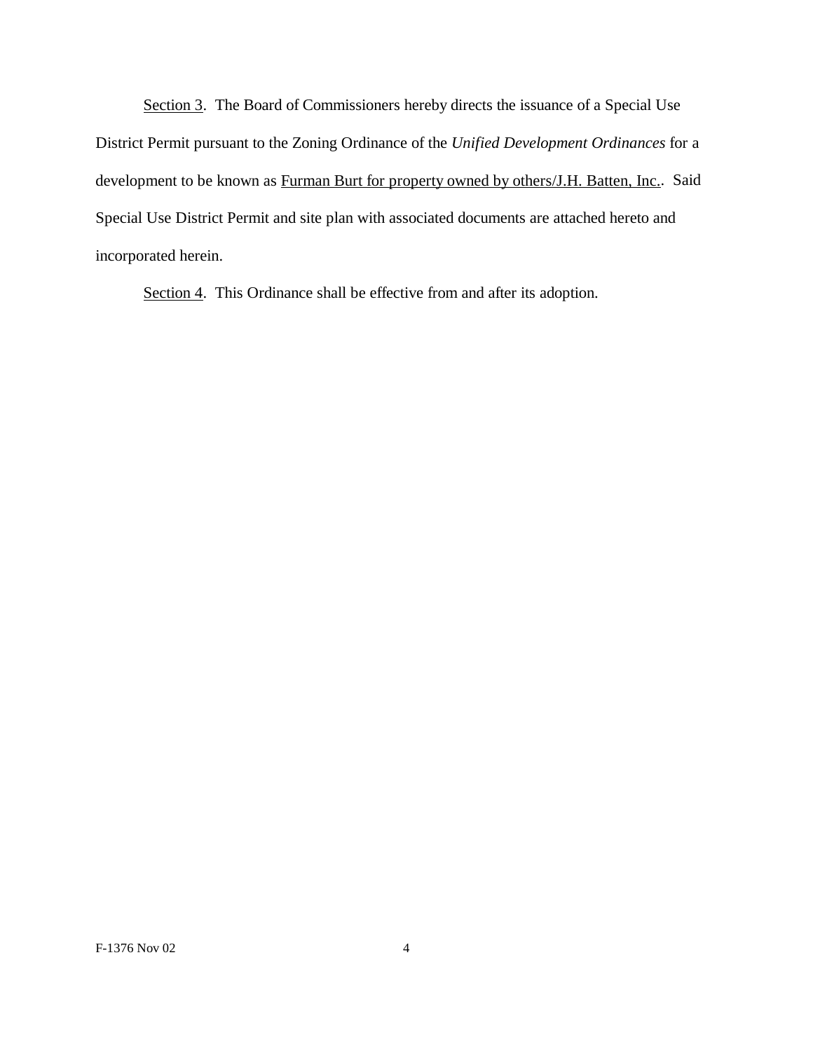Section 3. The Board of Commissioners hereby directs the issuance of a Special Use District Permit pursuant to the Zoning Ordinance of the *Unified Development Ordinances* for a development to be known as Furman Burt for property owned by others/J.H. Batten, Inc.. Said Special Use District Permit and site plan with associated documents are attached hereto and incorporated herein.

Section 4. This Ordinance shall be effective from and after its adoption.

F-1376 Nov 02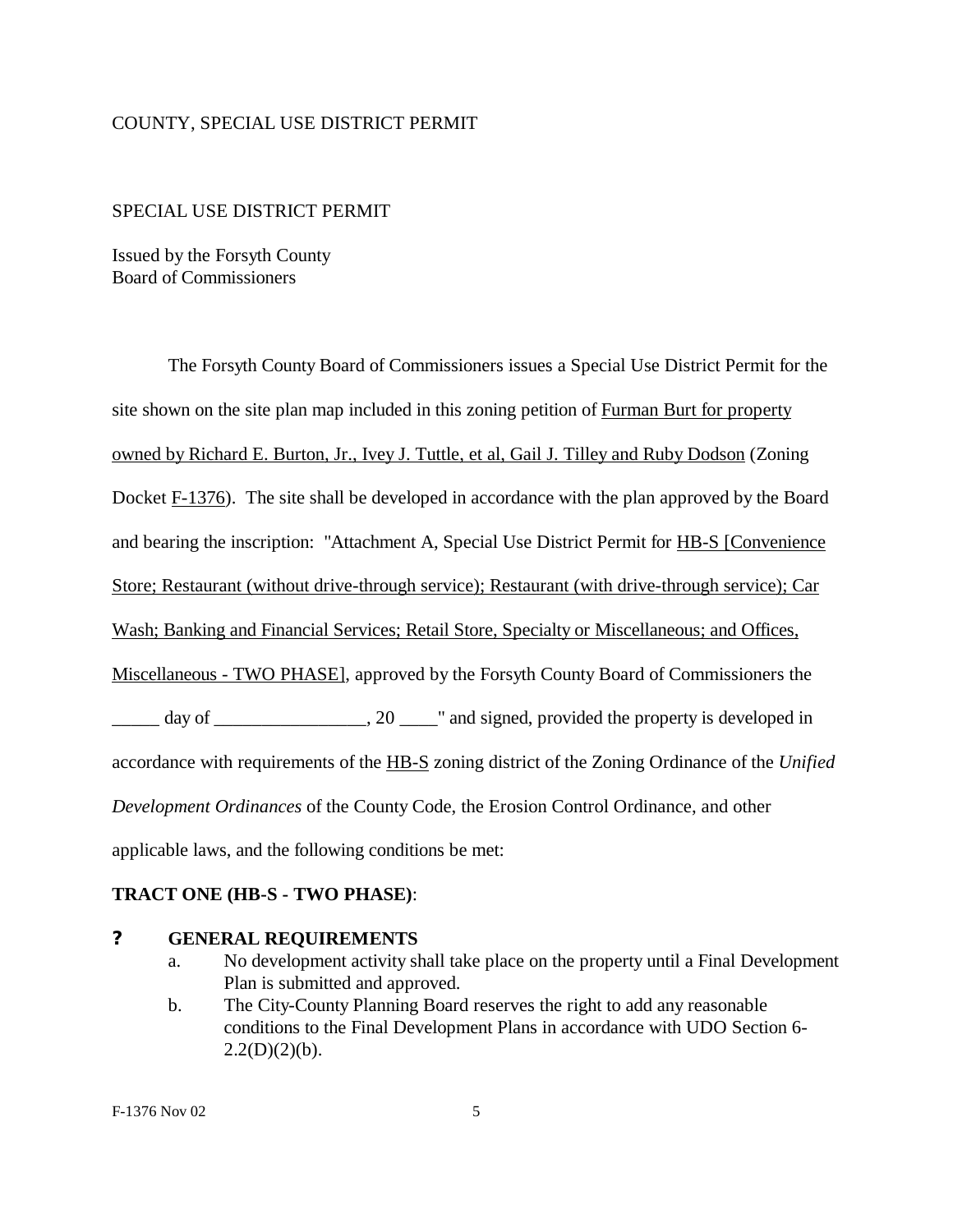COUNTY, SPECIAL USE DISTRICT PERMIT

SPECIAL USE DISTRICT PERMIT

Issued by the Forsyth County
Board of Commissioners

The Forsyth County Board of Commissioners issues a Special Use District Permit for the site shown on the site plan map included in this zoning petition of Furman Burt for property owned by Richard E. Burton, Jr., Ivey J. Tuttle, et al, Gail J. Tilley and Ruby Dodson (Zoning Docket F-1376). The site shall be developed in accordance with the plan approved by the Board and bearing the inscription: "Attachment A, Special Use District Permit for HB-S [Convenience Store; Restaurant (without drive-through service); Restaurant (with drive-through service); Car Wash; Banking and Financial Services; Retail Store, Specialty or Miscellaneous; and Offices, Miscellaneous - TWO PHASE], approved by the Forsyth County Board of Commissioners the _____ day of ________________, 20 ____" and signed, provided the property is developed in accordance with requirements of the HB-S zoning district of the Zoning Ordinance of the *Unified Development Ordinances* of the County Code, the Erosion Control Ordinance, and other applicable laws, and the following conditions be met:

**TRACT ONE (HB-S - TWO PHASE)**:

**? GENERAL REQUIREMENTS**

a. No development activity shall take place on the property until a Final Development Plan is submitted and approved.

b. The City-County Planning Board reserves the right to add any reasonable conditions to the Final Development Plans in accordance with UDO Section 6-2.2(D)(2)(b).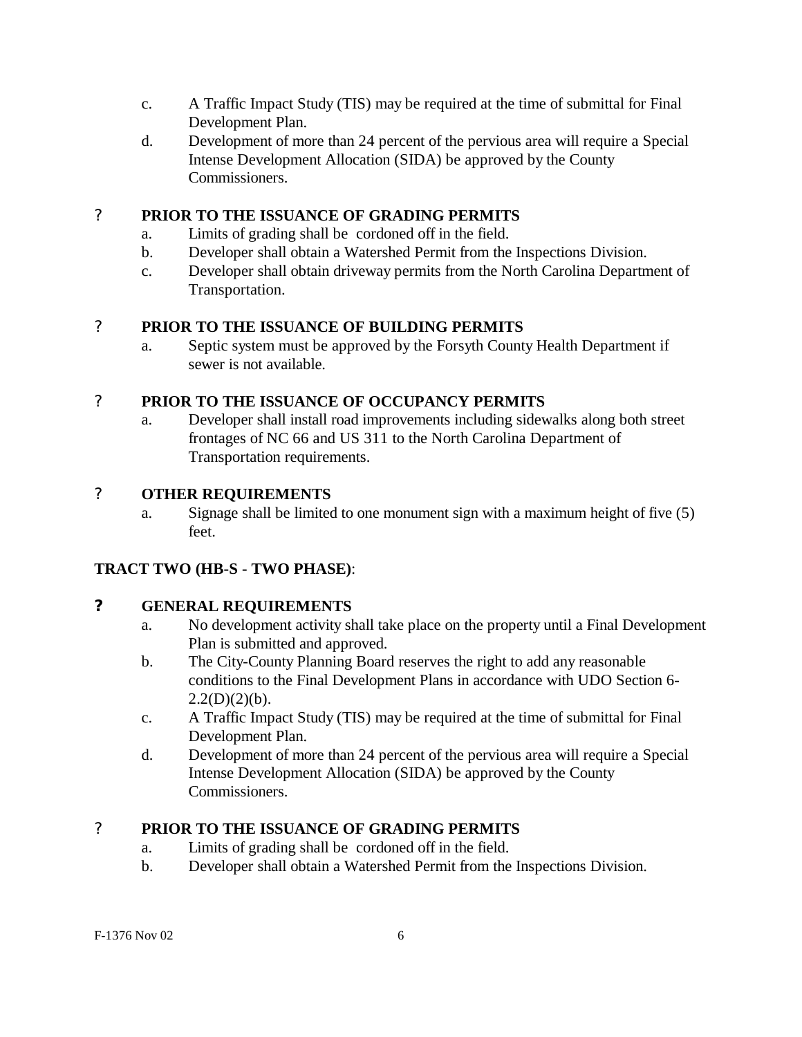c. A Traffic Impact Study (TIS) may be required at the time of submittal for Final Development Plan.

d. Development of more than 24 percent of the pervious area will require a Special Intense Development Allocation (SIDA) be approved by the County Commissioners.

? **PRIOR TO THE ISSUANCE OF GRADING PERMITS**

a. Limits of grading shall be cordoned off in the field.

b. Developer shall obtain a Watershed Permit from the Inspections Division.

c. Developer shall obtain driveway permits from the North Carolina Department of Transportation.

? **PRIOR TO THE ISSUANCE OF BUILDING PERMITS**

a. Septic system must be approved by the Forsyth County Health Department if sewer is not available.

? **PRIOR TO THE ISSUANCE OF OCCUPANCY PERMITS**

a. Developer shall install road improvements including sidewalks along both street frontages of NC 66 and US 311 to the North Carolina Department of Transportation requirements.

? **OTHER REQUIREMENTS**

a. Signage shall be limited to one monument sign with a maximum height of five (5) feet.

**TRACT TWO (HB-S - TWO PHASE)**:

**? GENERAL REQUIREMENTS**

a. No development activity shall take place on the property until a Final Development Plan is submitted and approved.

b. The City-County Planning Board reserves the right to add any reasonable conditions to the Final Development Plans in accordance with UDO Section 6-2.2(D)(2)(b).

c. A Traffic Impact Study (TIS) may be required at the time of submittal for Final Development Plan.

d. Development of more than 24 percent of the pervious area will require a Special Intense Development Allocation (SIDA) be approved by the County Commissioners.

? **PRIOR TO THE ISSUANCE OF GRADING PERMITS**

a. Limits of grading shall be cordoned off in the field.

b. Developer shall obtain a Watershed Permit from the Inspections Division.

F-1376 Nov 02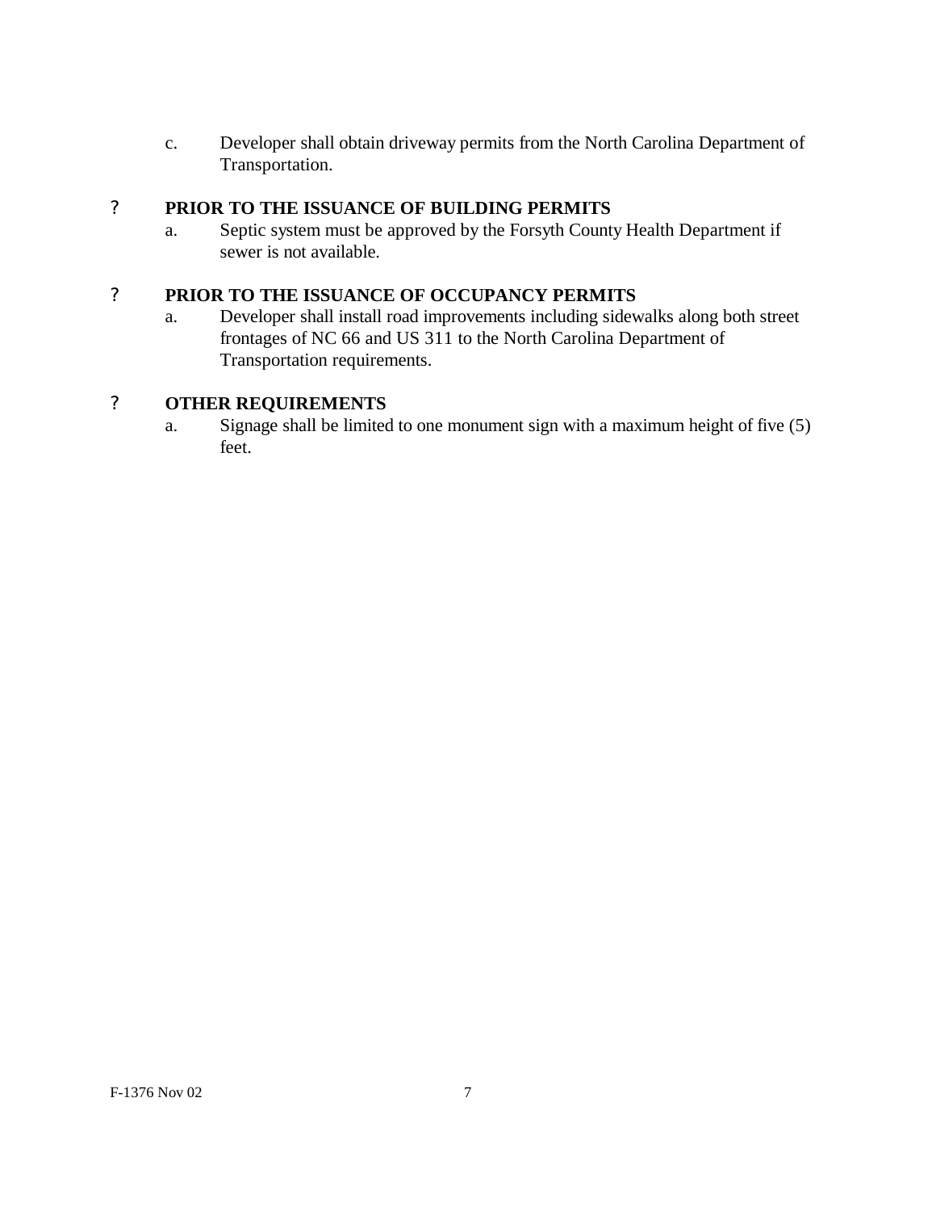c. Developer shall obtain driveway permits from the North Carolina Department of Transportation.

? **PRIOR TO THE ISSUANCE OF BUILDING PERMITS**

a. Septic system must be approved by the Forsyth County Health Department if sewer is not available.

? **PRIOR TO THE ISSUANCE OF OCCUPANCY PERMITS**

a. Developer shall install road improvements including sidewalks along both street frontages of NC 66 and US 311 to the North Carolina Department of Transportation requirements.

? **OTHER REQUIREMENTS**

a. Signage shall be limited to one monument sign with a maximum height of five (5) feet.

F-1376 Nov 02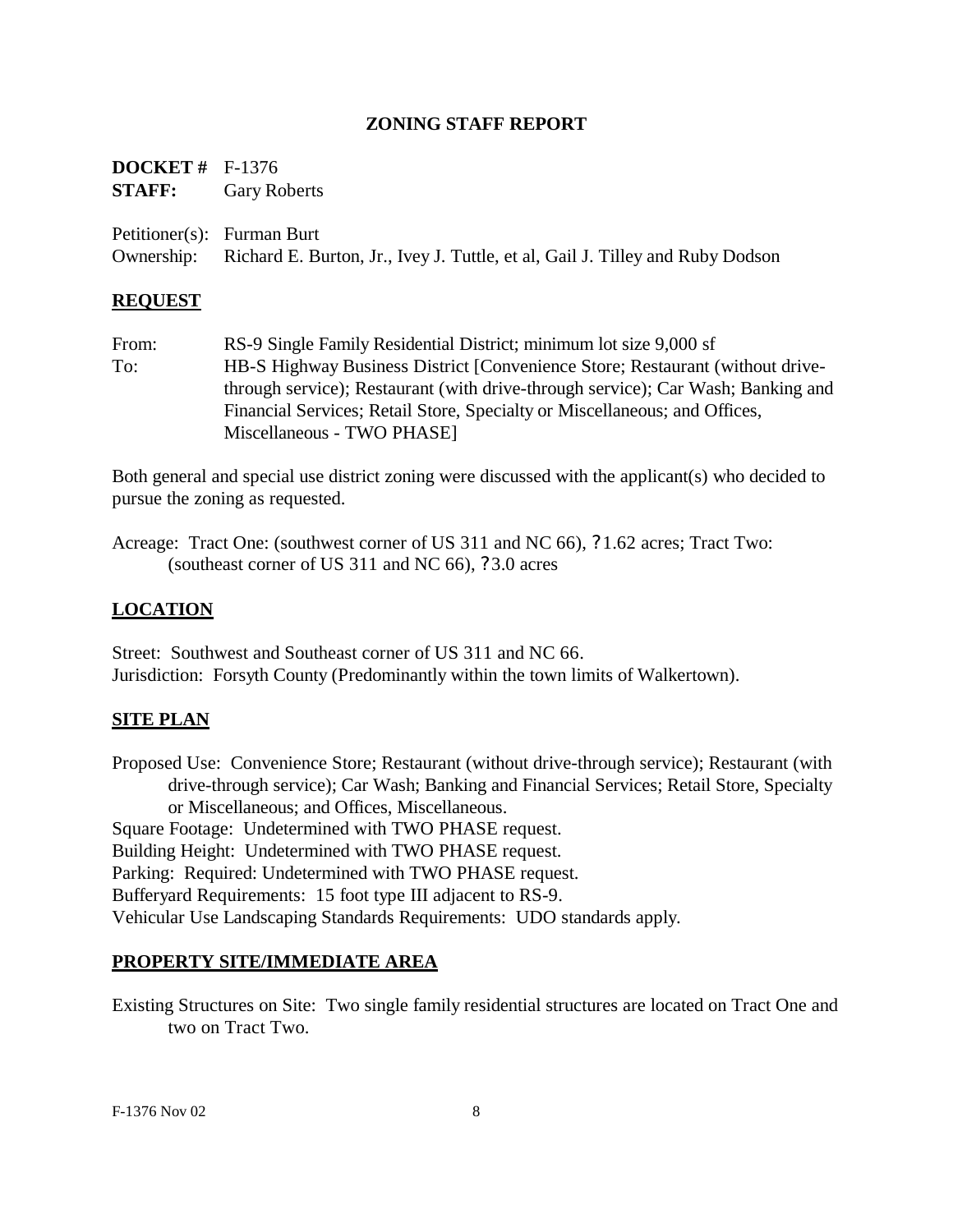# ZONING STAFF REPORT

**DOCKET #** F-1376
**STAFF:** Gary Roberts

Petitioner(s): Furman Burt
Ownership: Richard E. Burton, Jr., Ivey J. Tuttle, et al, Gail J. Tilley and Ruby Dodson

## REQUEST

From: RS-9 Single Family Residential District; minimum lot size 9,000 sf
To: HB-S Highway Business District [Convenience Store; Restaurant (without drive-through service); Restaurant (with drive-through service); Car Wash; Banking and Financial Services; Retail Store, Specialty or Miscellaneous; and Offices, Miscellaneous - TWO PHASE]

Both general and special use district zoning were discussed with the applicant(s) who decided to pursue the zoning as requested.

Acreage: Tract One: (southwest corner of US 311 and NC 66), ?1.62 acres; Tract Two: (southeast corner of US 311 and NC 66), ?3.0 acres

## LOCATION

Street: Southwest and Southeast corner of US 311 and NC 66.
Jurisdiction: Forsyth County (Predominantly within the town limits of Walkertown).

## SITE PLAN

Proposed Use: Convenience Store; Restaurant (without drive-through service); Restaurant (with drive-through service); Car Wash; Banking and Financial Services; Retail Store, Specialty or Miscellaneous; and Offices, Miscellaneous.
Square Footage: Undetermined with TWO PHASE request.
Building Height: Undetermined with TWO PHASE request.
Parking: Required: Undetermined with TWO PHASE request.
Bufferyard Requirements: 15 foot type III adjacent to RS-9.
Vehicular Use Landscaping Standards Requirements: UDO standards apply.

## PROPERTY SITE/IMMEDIATE AREA

Existing Structures on Site: Two single family residential structures are located on Tract One and two on Tract Two.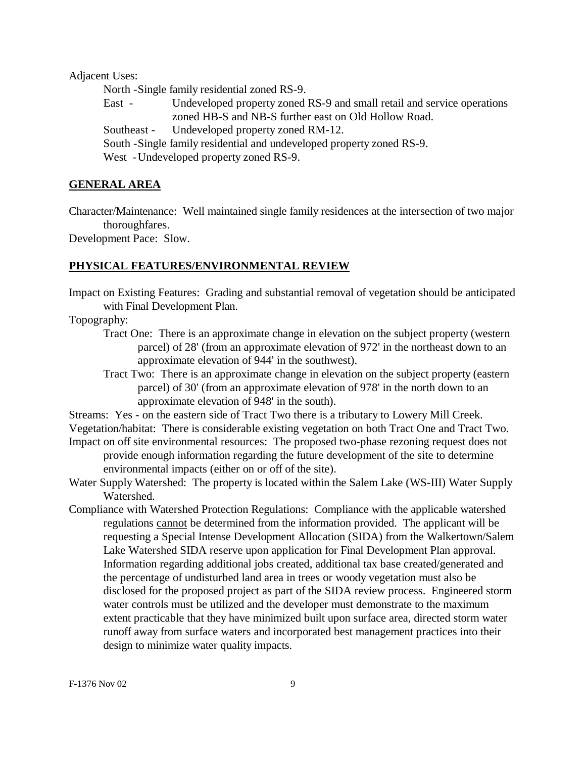Adjacent Uses:

North - Single family residential zoned RS-9.

East - Undeveloped property zoned RS-9 and small retail and service operations zoned HB-S and NB-S further east on Old Hollow Road.

Southeast - Undeveloped property zoned RM-12.

South - Single family residential and undeveloped property zoned RS-9.

West - Undeveloped property zoned RS-9.

## GENERAL AREA

Character/Maintenance: Well maintained single family residences at the intersection of two major thoroughfares.

Development Pace: Slow.

## PHYSICAL FEATURES/ENVIRONMENTAL REVIEW

Impact on Existing Features: Grading and substantial removal of vegetation should be anticipated with Final Development Plan.

Topography:

Tract One: There is an approximate change in elevation on the subject property (western parcel) of 28' (from an approximate elevation of 972' in the northeast down to an approximate elevation of 944' in the southwest).

Tract Two: There is an approximate change in elevation on the subject property (eastern parcel) of 30' (from an approximate elevation of 978' in the north down to an approximate elevation of 948' in the south).

Streams: Yes - on the eastern side of Tract Two there is a tributary to Lowery Mill Creek.

Vegetation/habitat: There is considerable existing vegetation on both Tract One and Tract Two.

Impact on off site environmental resources: The proposed two-phase rezoning request does not provide enough information regarding the future development of the site to determine environmental impacts (either on or off of the site).

Water Supply Watershed: The property is located within the Salem Lake (WS-III) Water Supply Watershed.

Compliance with Watershed Protection Regulations: Compliance with the applicable watershed regulations <u>cannot</u> be determined from the information provided. The applicant will be requesting a Special Intense Development Allocation (SIDA) from the Walkertown/Salem Lake Watershed SIDA reserve upon application for Final Development Plan approval. Information regarding additional jobs created, additional tax base created/generated and the percentage of undisturbed land area in trees or woody vegetation must also be disclosed for the proposed project as part of the SIDA review process. Engineered storm water controls must be utilized and the developer must demonstrate to the maximum extent practicable that they have minimized built upon surface area, directed storm water runoff away from surface waters and incorporated best management practices into their design to minimize water quality impacts.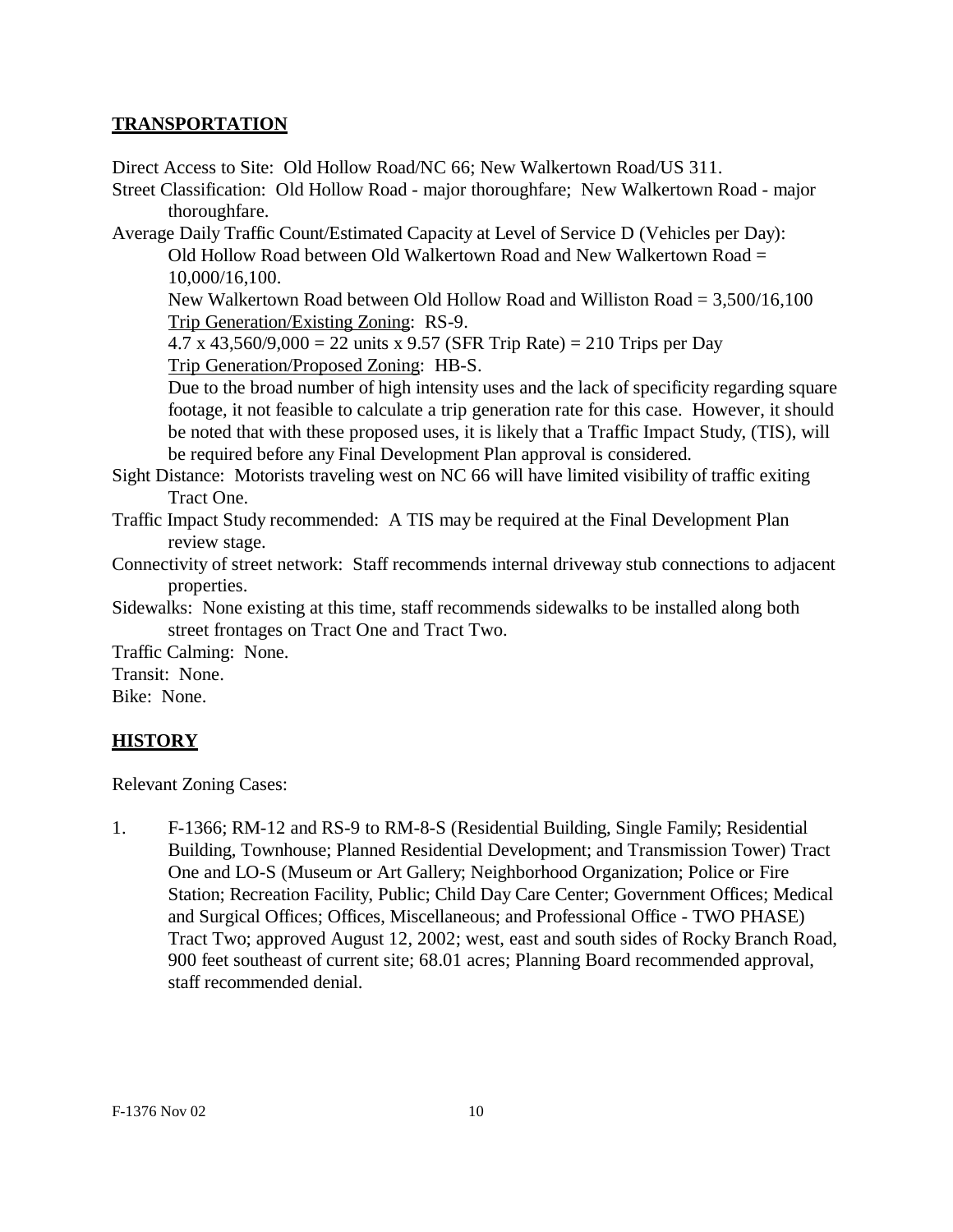## TRANSPORTATION

Direct Access to Site: Old Hollow Road/NC 66; New Walkertown Road/US 311.

Street Classification: Old Hollow Road - major thoroughfare; New Walkertown Road - major thoroughfare.

Average Daily Traffic Count/Estimated Capacity at Level of Service D (Vehicles per Day):

Old Hollow Road between Old Walkertown Road and New Walkertown Road = 10,000/16,100.

New Walkertown Road between Old Hollow Road and Williston Road = 3,500/16,100

Trip Generation/Existing Zoning: RS-9.

4.7 x 43,560/9,000 = 22 units x 9.57 (SFR Trip Rate) = 210 Trips per Day

Trip Generation/Proposed Zoning: HB-S.

Due to the broad number of high intensity uses and the lack of specificity regarding square footage, it not feasible to calculate a trip generation rate for this case. However, it should be noted that with these proposed uses, it is likely that a Traffic Impact Study, (TIS), will be required before any Final Development Plan approval is considered.

Sight Distance: Motorists traveling west on NC 66 will have limited visibility of traffic exiting Tract One.

Traffic Impact Study recommended: A TIS may be required at the Final Development Plan review stage.

Connectivity of street network: Staff recommends internal driveway stub connections to adjacent properties.

Sidewalks: None existing at this time, staff recommends sidewalks to be installed along both street frontages on Tract One and Tract Two.

Traffic Calming: None.

Transit: None.

Bike: None.

## HISTORY

Relevant Zoning Cases:

1. F-1366; RM-12 and RS-9 to RM-8-S (Residential Building, Single Family; Residential Building, Townhouse; Planned Residential Development; and Transmission Tower) Tract One and LO-S (Museum or Art Gallery; Neighborhood Organization; Police or Fire Station; Recreation Facility, Public; Child Day Care Center; Government Offices; Medical and Surgical Offices; Offices, Miscellaneous; and Professional Office - TWO PHASE) Tract Two; approved August 12, 2002; west, east and south sides of Rocky Branch Road, 900 feet southeast of current site; 68.01 acres; Planning Board recommended approval, staff recommended denial.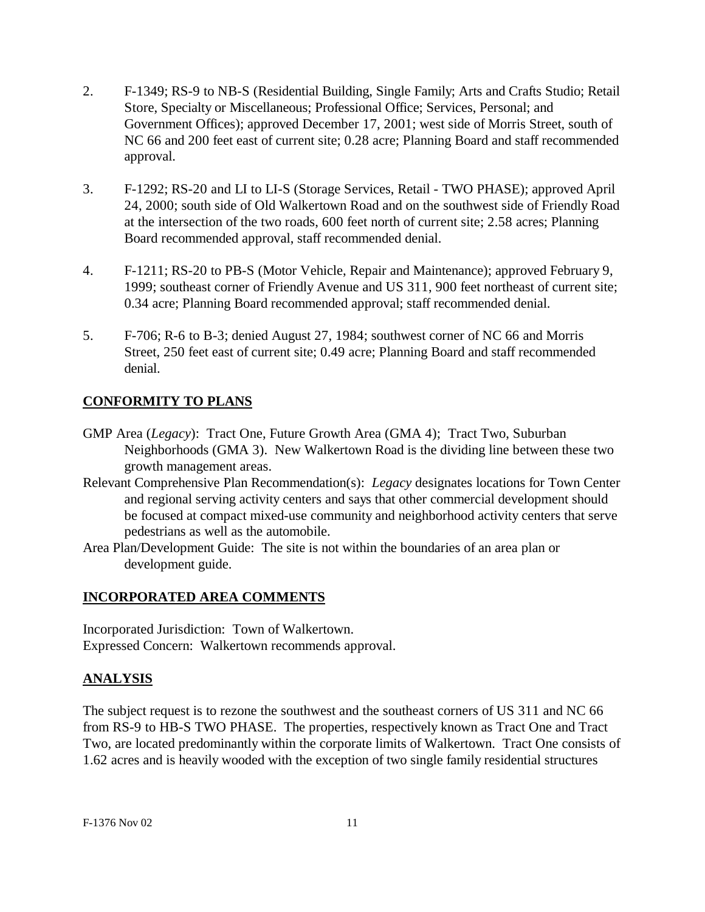2. F-1349; RS-9 to NB-S (Residential Building, Single Family; Arts and Crafts Studio; Retail Store, Specialty or Miscellaneous; Professional Office; Services, Personal; and Government Offices); approved December 17, 2001; west side of Morris Street, south of NC 66 and 200 feet east of current site; 0.28 acre; Planning Board and staff recommended approval.

3. F-1292; RS-20 and LI to LI-S (Storage Services, Retail - TWO PHASE); approved April 24, 2000; south side of Old Walkertown Road and on the southwest side of Friendly Road at the intersection of the two roads, 600 feet north of current site; 2.58 acres; Planning Board recommended approval, staff recommended denial.

4. F-1211; RS-20 to PB-S (Motor Vehicle, Repair and Maintenance); approved February 9, 1999; southeast corner of Friendly Avenue and US 311, 900 feet northeast of current site; 0.34 acre; Planning Board recommended approval; staff recommended denial.

5. F-706; R-6 to B-3; denied August 27, 1984; southwest corner of NC 66 and Morris Street, 250 feet east of current site; 0.49 acre; Planning Board and staff recommended denial.

## CONFORMITY TO PLANS

GMP Area (*Legacy*): Tract One, Future Growth Area (GMA 4); Tract Two, Suburban Neighborhoods (GMA 3). New Walkertown Road is the dividing line between these two growth management areas.

Relevant Comprehensive Plan Recommendation(s): *Legacy* designates locations for Town Center and regional serving activity centers and says that other commercial development should be focused at compact mixed-use community and neighborhood activity centers that serve pedestrians as well as the automobile.

Area Plan/Development Guide: The site is not within the boundaries of an area plan or development guide.

## INCORPORATED AREA COMMENTS

Incorporated Jurisdiction: Town of Walkertown.
Expressed Concern: Walkertown recommends approval.

## ANALYSIS

The subject request is to rezone the southwest and the southeast corners of US 311 and NC 66 from RS-9 to HB-S TWO PHASE. The properties, respectively known as Tract One and Tract Two, are located predominantly within the corporate limits of Walkertown. Tract One consists of 1.62 acres and is heavily wooded with the exception of two single family residential structures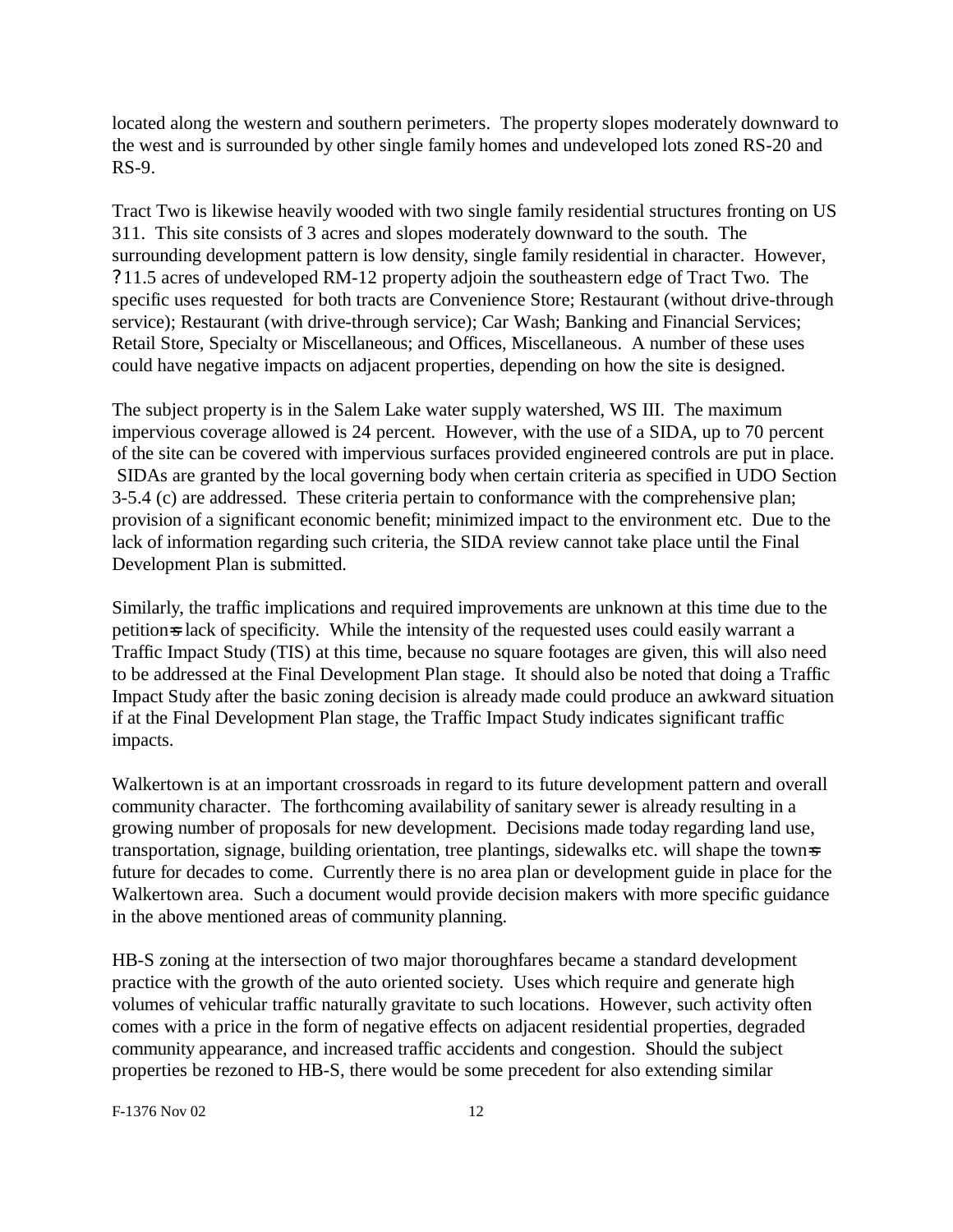located along the western and southern perimeters. The property slopes moderately downward to the west and is surrounded by other single family homes and undeveloped lots zoned RS-20 and RS-9.

Tract Two is likewise heavily wooded with two single family residential structures fronting on US 311. This site consists of 3 acres and slopes moderately downward to the south. The surrounding development pattern is low density, single family residential in character. However, ?11.5 acres of undeveloped RM-12 property adjoin the southeastern edge of Tract Two. The specific uses requested for both tracts are Convenience Store; Restaurant (without drive-through service); Restaurant (with drive-through service); Car Wash; Banking and Financial Services; Retail Store, Specialty or Miscellaneous; and Offices, Miscellaneous. A number of these uses could have negative impacts on adjacent properties, depending on how the site is designed.

The subject property is in the Salem Lake water supply watershed, WS III. The maximum impervious coverage allowed is 24 percent. However, with the use of a SIDA, up to 70 percent of the site can be covered with impervious surfaces provided engineered controls are put in place. SIDAs are granted by the local governing body when certain criteria as specified in UDO Section 3-5.4 (c) are addressed. These criteria pertain to conformance with the comprehensive plan; provision of a significant economic benefit; minimized impact to the environment etc. Due to the lack of information regarding such criteria, the SIDA review cannot take place until the Final Development Plan is submitted.

Similarly, the traffic implications and required improvements are unknown at this time due to the petition=s lack of specificity. While the intensity of the requested uses could easily warrant a Traffic Impact Study (TIS) at this time, because no square footages are given, this will also need to be addressed at the Final Development Plan stage. It should also be noted that doing a Traffic Impact Study after the basic zoning decision is already made could produce an awkward situation if at the Final Development Plan stage, the Traffic Impact Study indicates significant traffic impacts.

Walkertown is at an important crossroads in regard to its future development pattern and overall community character. The forthcoming availability of sanitary sewer is already resulting in a growing number of proposals for new development. Decisions made today regarding land use, transportation, signage, building orientation, tree plantings, sidewalks etc. will shape the town=s future for decades to come. Currently there is no area plan or development guide in place for the Walkertown area. Such a document would provide decision makers with more specific guidance in the above mentioned areas of community planning.

HB-S zoning at the intersection of two major thoroughfares became a standard development practice with the growth of the auto oriented society. Uses which require and generate high volumes of vehicular traffic naturally gravitate to such locations. However, such activity often comes with a price in the form of negative effects on adjacent residential properties, degraded community appearance, and increased traffic accidents and congestion. Should the subject properties be rezoned to HB-S, there would be some precedent for also extending similar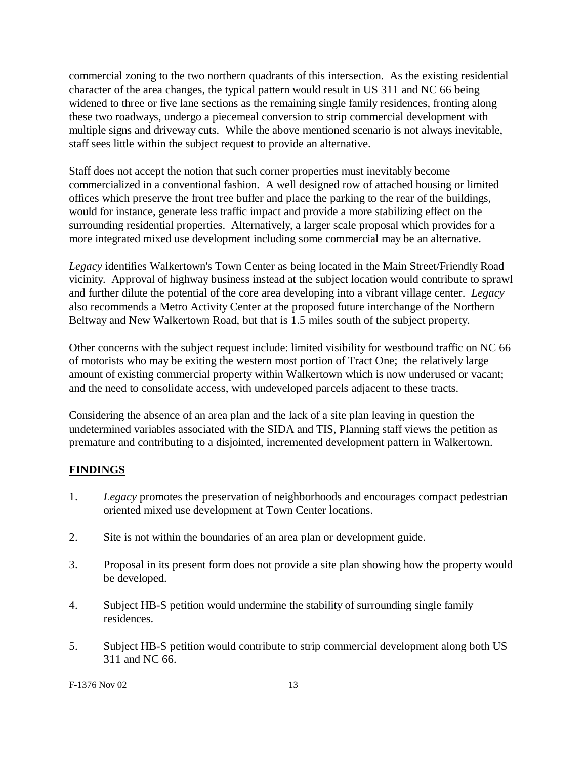commercial zoning to the two northern quadrants of this intersection. As the existing residential character of the area changes, the typical pattern would result in US 311 and NC 66 being widened to three or five lane sections as the remaining single family residences, fronting along these two roadways, undergo a piecemeal conversion to strip commercial development with multiple signs and driveway cuts. While the above mentioned scenario is not always inevitable, staff sees little within the subject request to provide an alternative.

Staff does not accept the notion that such corner properties must inevitably become commercialized in a conventional fashion. A well designed row of attached housing or limited offices which preserve the front tree buffer and place the parking to the rear of the buildings, would for instance, generate less traffic impact and provide a more stabilizing effect on the surrounding residential properties. Alternatively, a larger scale proposal which provides for a more integrated mixed use development including some commercial may be an alternative.

*Legacy* identifies Walkertown's Town Center as being located in the Main Street/Friendly Road vicinity. Approval of highway business instead at the subject location would contribute to sprawl and further dilute the potential of the core area developing into a vibrant village center. *Legacy* also recommends a Metro Activity Center at the proposed future interchange of the Northern Beltway and New Walkertown Road, but that is 1.5 miles south of the subject property.

Other concerns with the subject request include: limited visibility for westbound traffic on NC 66 of motorists who may be exiting the western most portion of Tract One; the relatively large amount of existing commercial property within Walkertown which is now underused or vacant; and the need to consolidate access, with undeveloped parcels adjacent to these tracts.

Considering the absence of an area plan and the lack of a site plan leaving in question the undetermined variables associated with the SIDA and TIS, Planning staff views the petition as premature and contributing to a disjointed, incremented development pattern in Walkertown.

## FINDINGS

1. *Legacy* promotes the preservation of neighborhoods and encourages compact pedestrian oriented mixed use development at Town Center locations.
2. Site is not within the boundaries of an area plan or development guide.
3. Proposal in its present form does not provide a site plan showing how the property would be developed.
4. Subject HB-S petition would undermine the stability of surrounding single family residences.
5. Subject HB-S petition would contribute to strip commercial development along both US 311 and NC 66.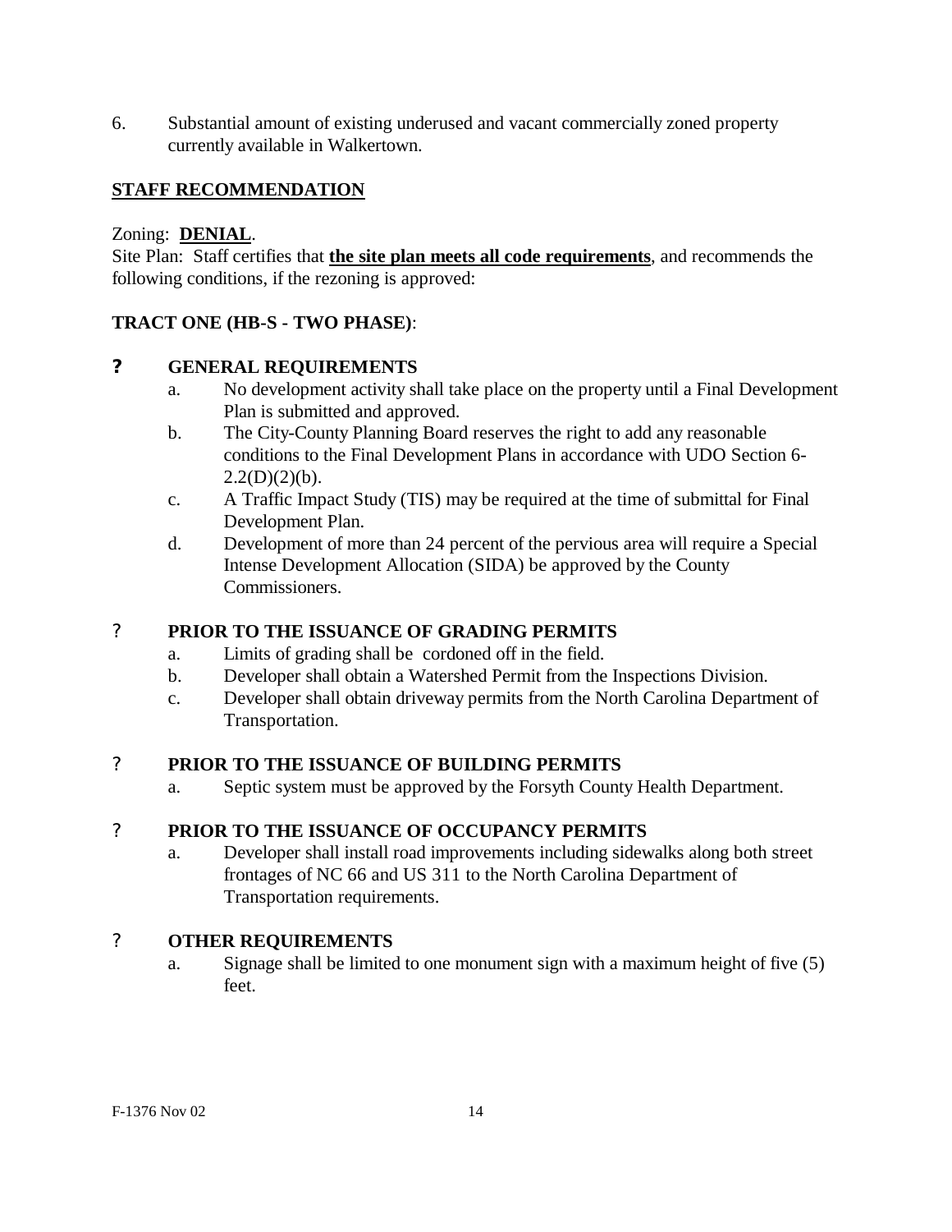6. Substantial amount of existing underused and vacant commercially zoned property currently available in Walkertown.

## STAFF RECOMMENDATION

Zoning: **DENIAL**.

Site Plan: Staff certifies that **the site plan meets all code requirements**, and recommends the following conditions, if the rezoning is approved:

**TRACT ONE (HB-S - TWO PHASE)**:

**?** **GENERAL REQUIREMENTS**

a. No development activity shall take place on the property until a Final Development Plan is submitted and approved.

b. The City-County Planning Board reserves the right to add any reasonable conditions to the Final Development Plans in accordance with UDO Section 6-2.2(D)(2)(b).

c. A Traffic Impact Study (TIS) may be required at the time of submittal for Final Development Plan.

d. Development of more than 24 percent of the pervious area will require a Special Intense Development Allocation (SIDA) be approved by the County Commissioners.

? **PRIOR TO THE ISSUANCE OF GRADING PERMITS**

a. Limits of grading shall be cordoned off in the field.

b. Developer shall obtain a Watershed Permit from the Inspections Division.

c. Developer shall obtain driveway permits from the North Carolina Department of Transportation.

? **PRIOR TO THE ISSUANCE OF BUILDING PERMITS**

a. Septic system must be approved by the Forsyth County Health Department.

? **PRIOR TO THE ISSUANCE OF OCCUPANCY PERMITS**

a. Developer shall install road improvements including sidewalks along both street frontages of NC 66 and US 311 to the North Carolina Department of Transportation requirements.

? **OTHER REQUIREMENTS**

a. Signage shall be limited to one monument sign with a maximum height of five (5) feet.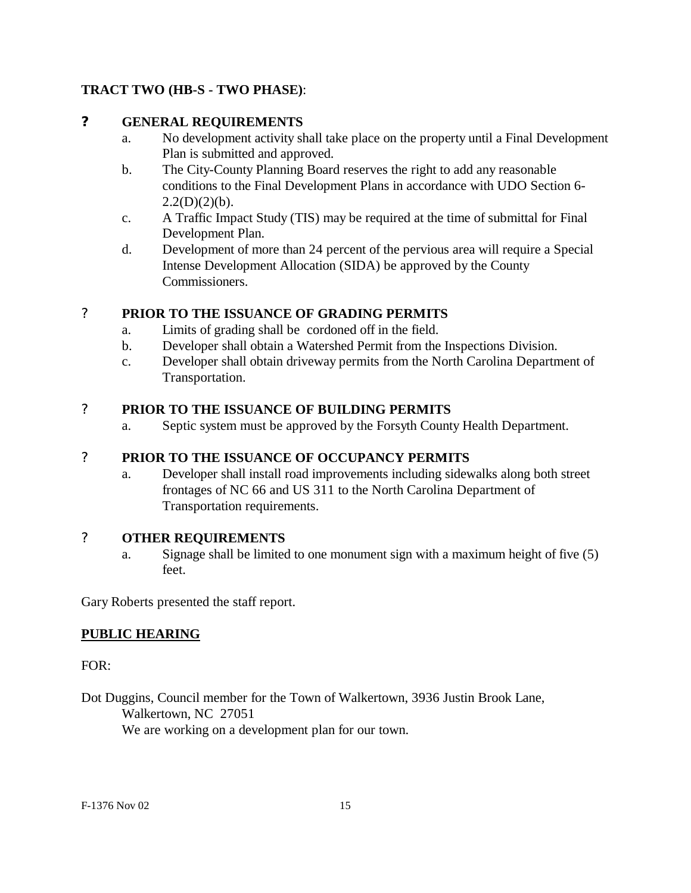**TRACT TWO (HB-S - TWO PHASE)**:

**?** **GENERAL REQUIREMENTS**

a. No development activity shall take place on the property until a Final Development Plan is submitted and approved.

b. The City-County Planning Board reserves the right to add any reasonable conditions to the Final Development Plans in accordance with UDO Section 6-2.2(D)(2)(b).

c. A Traffic Impact Study (TIS) may be required at the time of submittal for Final Development Plan.

d. Development of more than 24 percent of the pervious area will require a Special Intense Development Allocation (SIDA) be approved by the County Commissioners.

? **PRIOR TO THE ISSUANCE OF GRADING PERMITS**

a. Limits of grading shall be cordoned off in the field.

b. Developer shall obtain a Watershed Permit from the Inspections Division.

c. Developer shall obtain driveway permits from the North Carolina Department of Transportation.

? **PRIOR TO THE ISSUANCE OF BUILDING PERMITS**

a. Septic system must be approved by the Forsyth County Health Department.

? **PRIOR TO THE ISSUANCE OF OCCUPANCY PERMITS**

a. Developer shall install road improvements including sidewalks along both street frontages of NC 66 and US 311 to the North Carolina Department of Transportation requirements.

? **OTHER REQUIREMENTS**

a. Signage shall be limited to one monument sign with a maximum height of five (5) feet.

Gary Roberts presented the staff report.

**PUBLIC HEARING**

FOR:

Dot Duggins, Council member for the Town of Walkertown, 3936 Justin Brook Lane, Walkertown, NC 27051

We are working on a development plan for our town.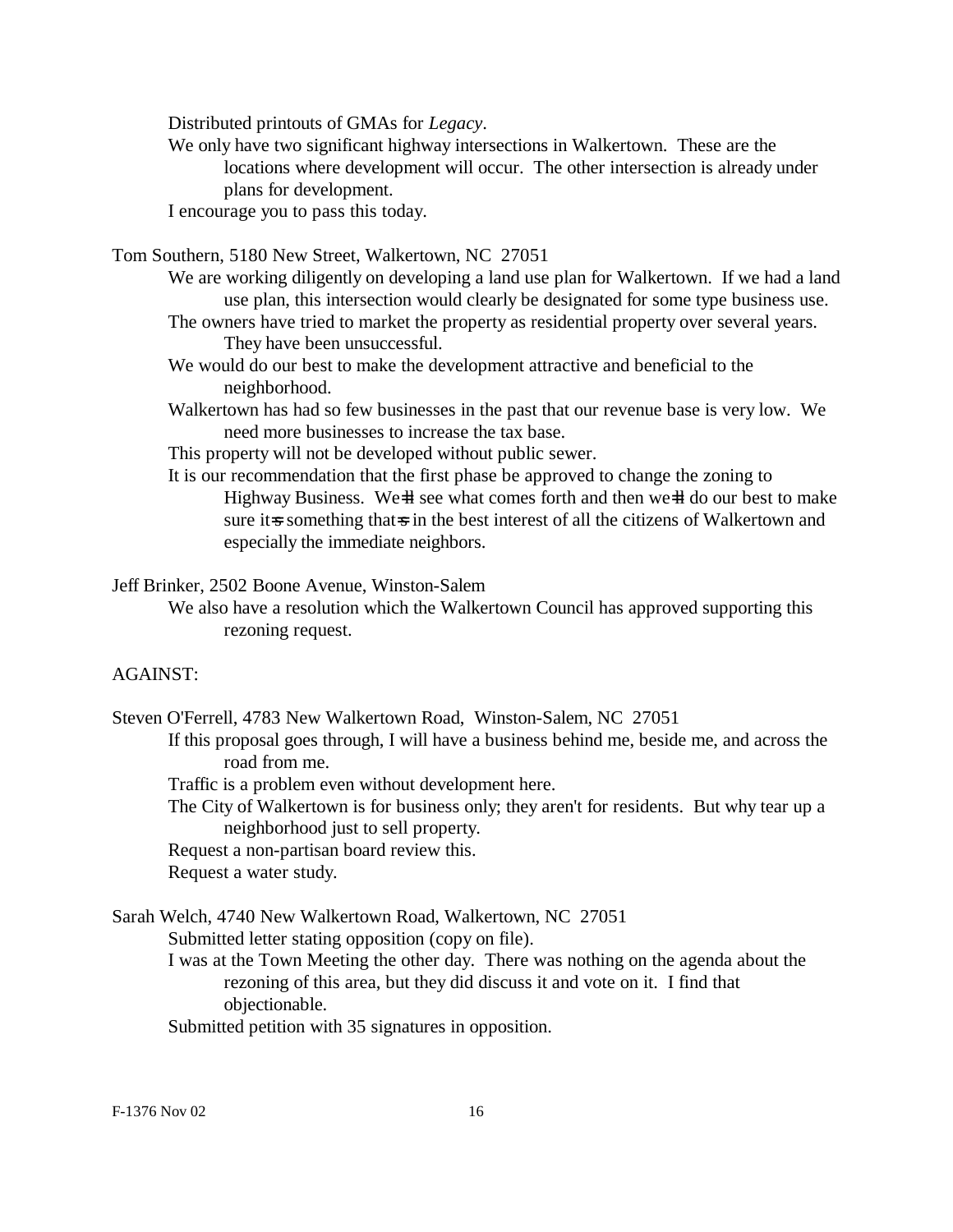Distributed printouts of GMAs for *Legacy*.

We only have two significant highway intersections in Walkertown. These are the locations where development will occur. The other intersection is already under plans for development.

I encourage you to pass this today.

Tom Southern, 5180 New Street, Walkertown, NC 27051

We are working diligently on developing a land use plan for Walkertown. If we had a land use plan, this intersection would clearly be designated for some type business use.

The owners have tried to market the property as residential property over several years. They have been unsuccessful.

We would do our best to make the development attractive and beneficial to the neighborhood.

Walkertown has had so few businesses in the past that our revenue base is very low. We need more businesses to increase the tax base.

This property will not be developed without public sewer.

It is our recommendation that the first phase be approved to change the zoning to Highway Business. We=ll see what comes forth and then we=ll do our best to make sure it=s something that=s in the best interest of all the citizens of Walkertown and especially the immediate neighbors.

Jeff Brinker, 2502 Boone Avenue, Winston-Salem

We also have a resolution which the Walkertown Council has approved supporting this rezoning request.

AGAINST:

Steven O'Ferrell, 4783 New Walkertown Road, Winston-Salem, NC 27051

If this proposal goes through, I will have a business behind me, beside me, and across the road from me.

Traffic is a problem even without development here.

The City of Walkertown is for business only; they aren't for residents. But why tear up a neighborhood just to sell property.

Request a non-partisan board review this.

Request a water study.

Sarah Welch, 4740 New Walkertown Road, Walkertown, NC 27051

Submitted letter stating opposition (copy on file).

I was at the Town Meeting the other day. There was nothing on the agenda about the rezoning of this area, but they did discuss it and vote on it. I find that objectionable.

Submitted petition with 35 signatures in opposition.

F-1376 Nov 02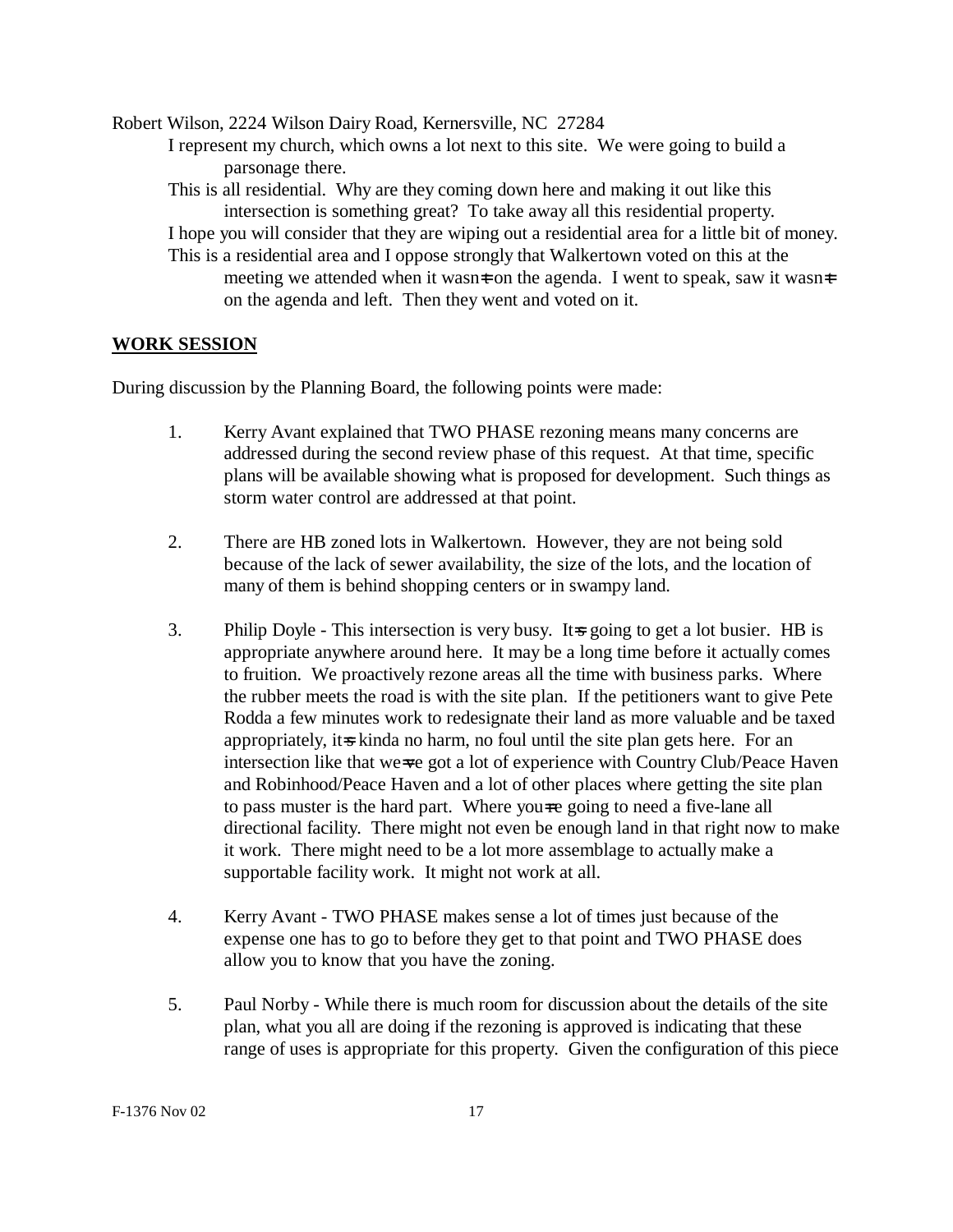Robert Wilson, 2224 Wilson Dairy Road, Kernersville, NC 27284

I represent my church, which owns a lot next to this site. We were going to build a parsonage there.

This is all residential. Why are they coming down here and making it out like this intersection is something great? To take away all this residential property.

I hope you will consider that they are wiping out a residential area for a little bit of money.

This is a residential area and I oppose strongly that Walkertown voted on this at the meeting we attended when it wasn=t on the agenda. I went to speak, saw it wasn=t on the agenda and left. Then they went and voted on it.

## WORK SESSION

During discussion by the Planning Board, the following points were made:

1. Kerry Avant explained that TWO PHASE rezoning means many concerns are addressed during the second review phase of this request. At that time, specific plans will be available showing what is proposed for development. Such things as storm water control are addressed at that point.

2. There are HB zoned lots in Walkertown. However, they are not being sold because of the lack of sewer availability, the size of the lots, and the location of many of them is behind shopping centers or in swampy land.

3. Philip Doyle - This intersection is very busy. It=s going to get a lot busier. HB is appropriate anywhere around here. It may be a long time before it actually comes to fruition. We proactively rezone areas all the time with business parks. Where the rubber meets the road is with the site plan. If the petitioners want to give Pete Rodda a few minutes work to redesignate their land as more valuable and be taxed appropriately, it=s kinda no harm, no foul until the site plan gets here. For an intersection like that we=ve got a lot of experience with Country Club/Peace Haven and Robinhood/Peace Haven and a lot of other places where getting the site plan to pass muster is the hard part. Where you=re going to need a five-lane all directional facility. There might not even be enough land in that right now to make it work. There might need to be a lot more assemblage to actually make a supportable facility work. It might not work at all.

4. Kerry Avant - TWO PHASE makes sense a lot of times just because of the expense one has to go to before they get to that point and TWO PHASE does allow you to know that you have the zoning.

5. Paul Norby - While there is much room for discussion about the details of the site plan, what you all are doing if the rezoning is approved is indicating that these range of uses is appropriate for this property. Given the configuration of this piece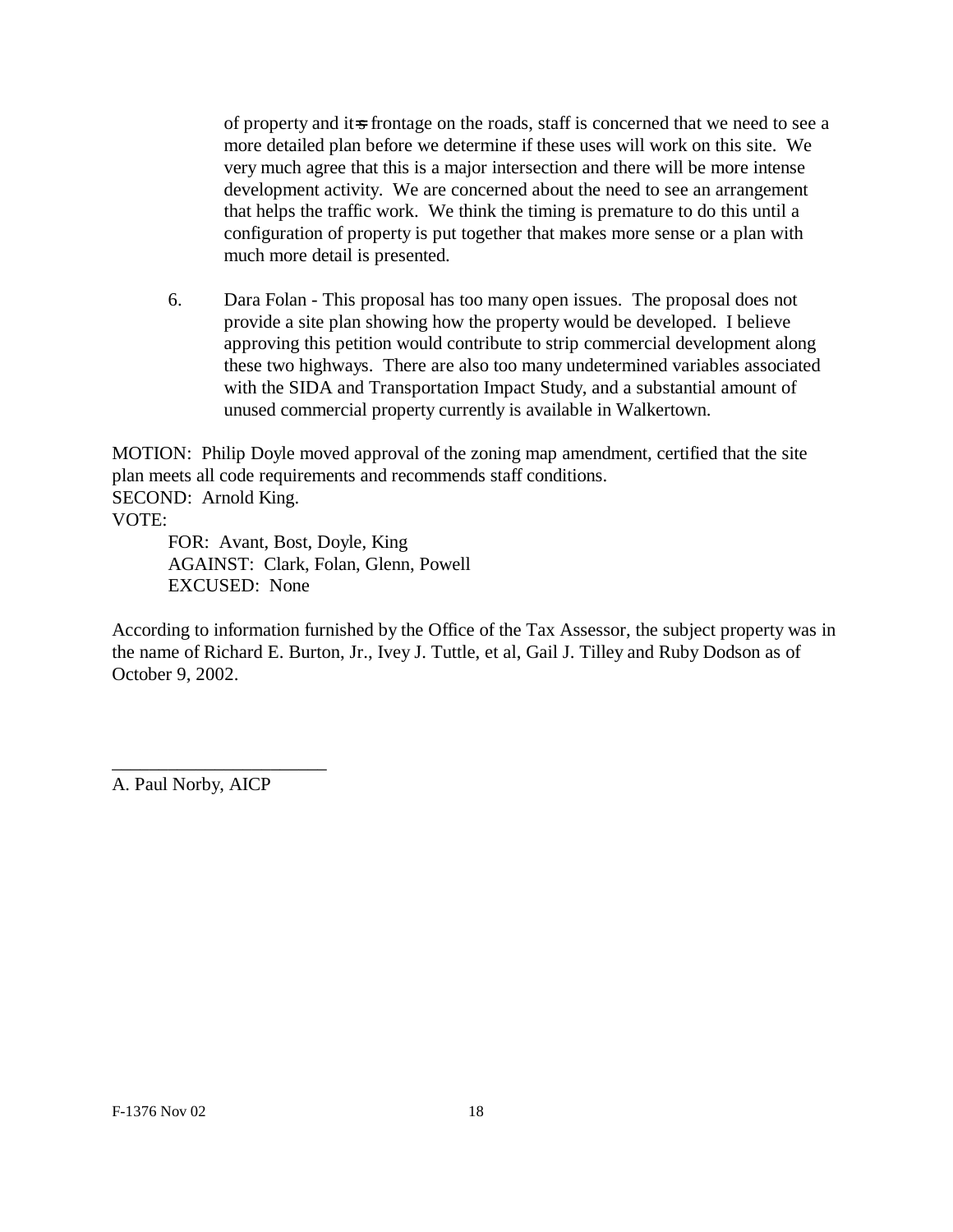of property and it=s frontage on the roads, staff is concerned that we need to see a more detailed plan before we determine if these uses will work on this site. We very much agree that this is a major intersection and there will be more intense development activity. We are concerned about the need to see an arrangement that helps the traffic work. We think the timing is premature to do this until a configuration of property is put together that makes more sense or a plan with much more detail is presented.

6. Dara Folan - This proposal has too many open issues. The proposal does not provide a site plan showing how the property would be developed. I believe approving this petition would contribute to strip commercial development along these two highways. There are also too many undetermined variables associated with the SIDA and Transportation Impact Study, and a substantial amount of unused commercial property currently is available in Walkertown.

MOTION: Philip Doyle moved approval of the zoning map amendment, certified that the site plan meets all code requirements and recommends staff conditions.
SECOND: Arnold King.
VOTE:
FOR: Avant, Bost, Doyle, King
AGAINST: Clark, Folan, Glenn, Powell
EXCUSED: None

According to information furnished by the Office of the Tax Assessor, the subject property was in the name of Richard E. Burton, Jr., Ivey J. Tuttle, et al, Gail J. Tilley and Ruby Dodson as of October 9, 2002.

_______________________
A. Paul Norby, AICP